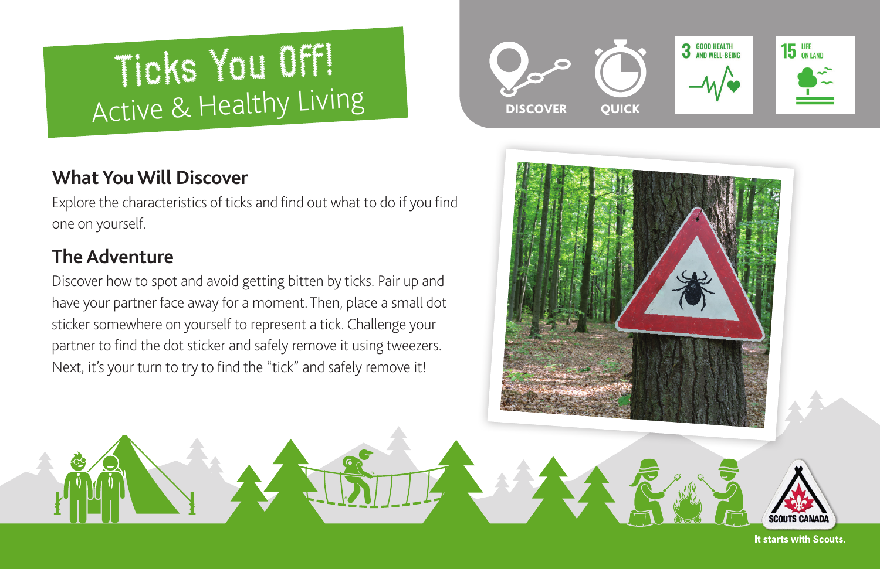# Ticks You Off!
## Active & Healthy Living

DISCOVER

QUICK

3 GOOD HEALTH AND WELL-BEING

15 LIFE ON LAND

### What You Will Discover

Explore the characteristics of ticks and find out what to do if you find one on yourself.

### The Adventure

Discover how to spot and avoid getting bitten by ticks. Pair up and have your partner face away for a moment. Then, place a small dot sticker somewhere on yourself to represent a tick. Challenge your partner to find the dot sticker and safely remove it using tweezers. Next, it's your turn to try to find the "tick" and safely remove it!

SCOUTS CANADA

It starts with Scouts.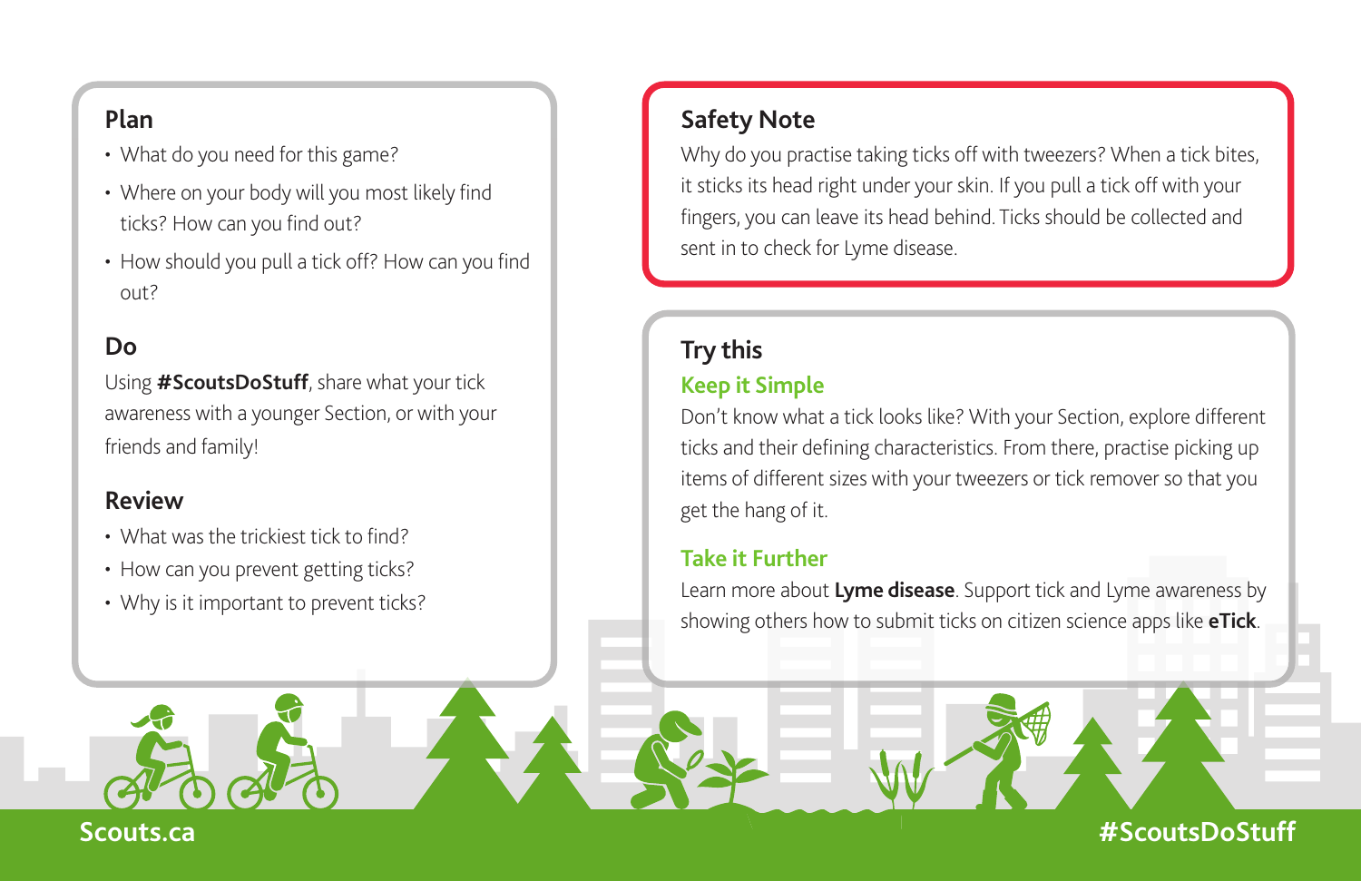## Plan

- What do you need for this game?
- Where on your body will you most likely find ticks? How can you find out?
- How should you pull a tick off? How can you find out?

## Do

Using **#ScoutsDoStuff**, share what your tick awareness with a younger Section, or with your friends and family!

## Review

- What was the trickiest tick to find?
- How can you prevent getting ticks?
- Why is it important to prevent ticks?

## Safety Note

Why do you practise taking ticks off with tweezers? When a tick bites, it sticks its head right under your skin. If you pull a tick off with your fingers, you can leave its head behind. Ticks should be collected and sent in to check for Lyme disease.

## Try this

### Keep it Simple

Don't know what a tick looks like? With your Section, explore different ticks and their defining characteristics. From there, practise picking up items of different sizes with your tweezers or tick remover so that you get the hang of it.

### Take it Further

Learn more about **Lyme disease**. Support tick and Lyme awareness by showing others how to submit ticks on citizen science apps like **eTick**.

Scouts.ca

#ScoutsDoStuff